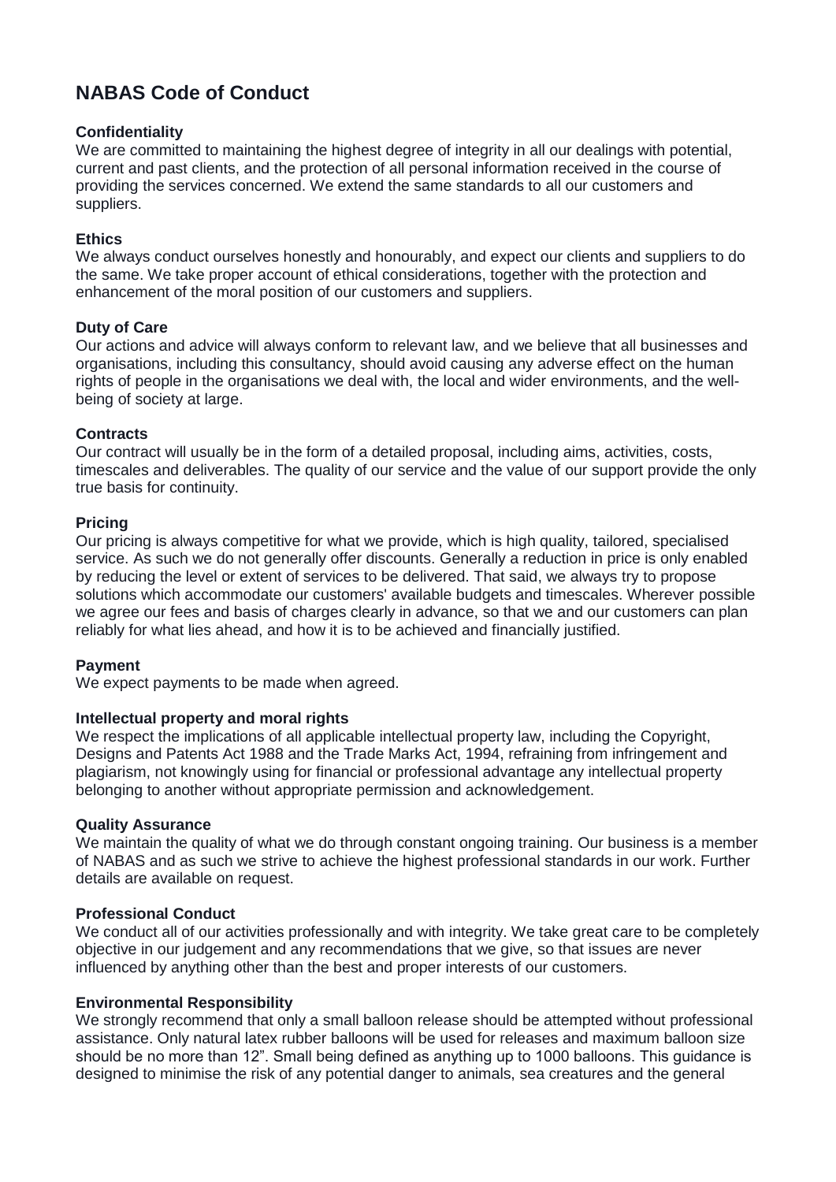# NABAS Code of Conduct

### Confidentiality

We are committed to maintaining the highest degree of integrity in all our dealings with potential, current and past clients, and the protection of all personal information received in the course of providing the services concerned. We extend the same standards to all our customers and suppliers.

### Ethics

We always conduct ourselves honestly and honourably, and expect our clients and suppliers to do the same. We take proper account of ethical considerations, together with the protection and enhancement of the moral position of our customers and suppliers.

### Duty of Care

Our actions and advice will always conform to relevant law, and we believe that all businesses and organisations, including this consultancy, should avoid causing any adverse effect on the human rights of people in the organisations we deal with, the local and wider environments, and the well-being of society at large.

### Contracts

Our contract will usually be in the form of a detailed proposal, including aims, activities, costs, timescales and deliverables. The quality of our service and the value of our support provide the only true basis for continuity.

### Pricing

Our pricing is always competitive for what we provide, which is high quality, tailored, specialised service. As such we do not generally offer discounts. Generally a reduction in price is only enabled by reducing the level or extent of services to be delivered. That said, we always try to propose solutions which accommodate our customers' available budgets and timescales. Wherever possible we agree our fees and basis of charges clearly in advance, so that we and our customers can plan reliably for what lies ahead, and how it is to be achieved and financially justified.

### Payment

We expect payments to be made when agreed.

### Intellectual property and moral rights

We respect the implications of all applicable intellectual property law, including the Copyright, Designs and Patents Act 1988 and the Trade Marks Act, 1994, refraining from infringement and plagiarism, not knowingly using for financial or professional advantage any intellectual property belonging to another without appropriate permission and acknowledgement.

### Quality Assurance

We maintain the quality of what we do through constant ongoing training. Our business is a member of NABAS and as such we strive to achieve the highest professional standards in our work. Further details are available on request.

### Professional Conduct

We conduct all of our activities professionally and with integrity. We take great care to be completely objective in our judgement and any recommendations that we give, so that issues are never influenced by anything other than the best and proper interests of our customers.

### Environmental Responsibility

We strongly recommend that only a small balloon release should be attempted without professional assistance. Only natural latex rubber balloons will be used for releases and maximum balloon size should be no more than 12". Small being defined as anything up to 1000 balloons. This guidance is designed to minimise the risk of any potential danger to animals, sea creatures and the general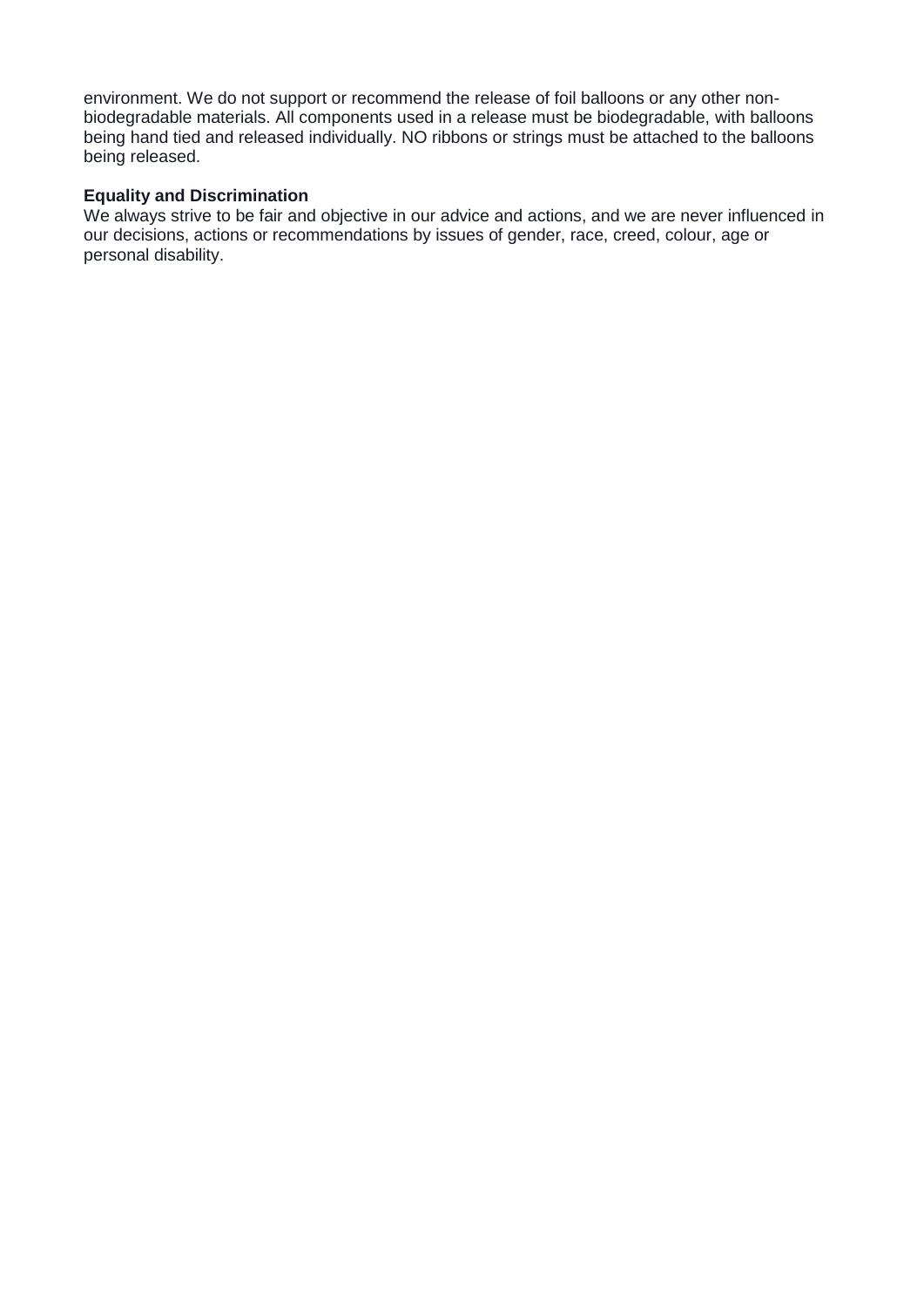environment. We do not support or recommend the release of foil balloons or any other non-biodegradable materials. All components used in a release must be biodegradable, with balloons being hand tied and released individually. NO ribbons or strings must be attached to the balloons being released.

**Equality and Discrimination**

We always strive to be fair and objective in our advice and actions, and we are never influenced in our decisions, actions or recommendations by issues of gender, race, creed, colour, age or personal disability.